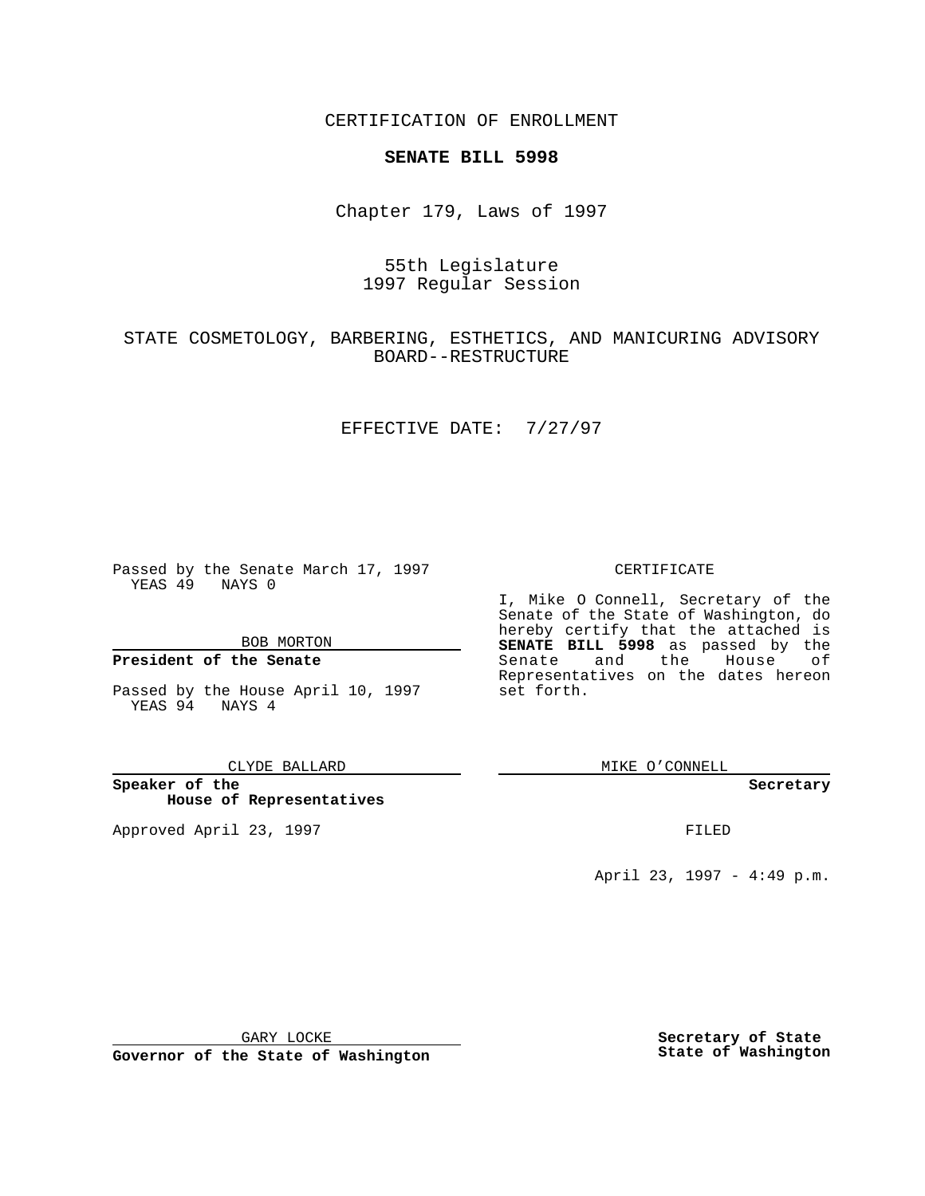CERTIFICATION OF ENROLLMENT

**SENATE BILL 5998**

Chapter 179, Laws of 1997

55th Legislature
1997 Regular Session

STATE COSMETOLOGY, BARBERING, ESTHETICS, AND MANICURING ADVISORY BOARD--RESTRUCTURE

EFFECTIVE DATE: 7/27/97

Passed by the Senate March 17, 1997
YEAS 49 NAYS 0

BOB MORTON

**President of the Senate**

Passed by the House April 10, 1997
YEAS 94 NAYS 4

CLYDE BALLARD

**Speaker of the House of Representatives**

Approved April 23, 1997

GARY LOCKE

**Governor of the State of Washington**

CERTIFICATE

I, Mike O Connell, Secretary of the Senate of the State of Washington, do hereby certify that the attached is **SENATE BILL 5998** as passed by the Senate and the House of Representatives on the dates hereon set forth.

MIKE O'CONNELL

**Secretary**

FILED

April 23, 1997 - 4:49 p.m.

**Secretary of State**
**State of Washington**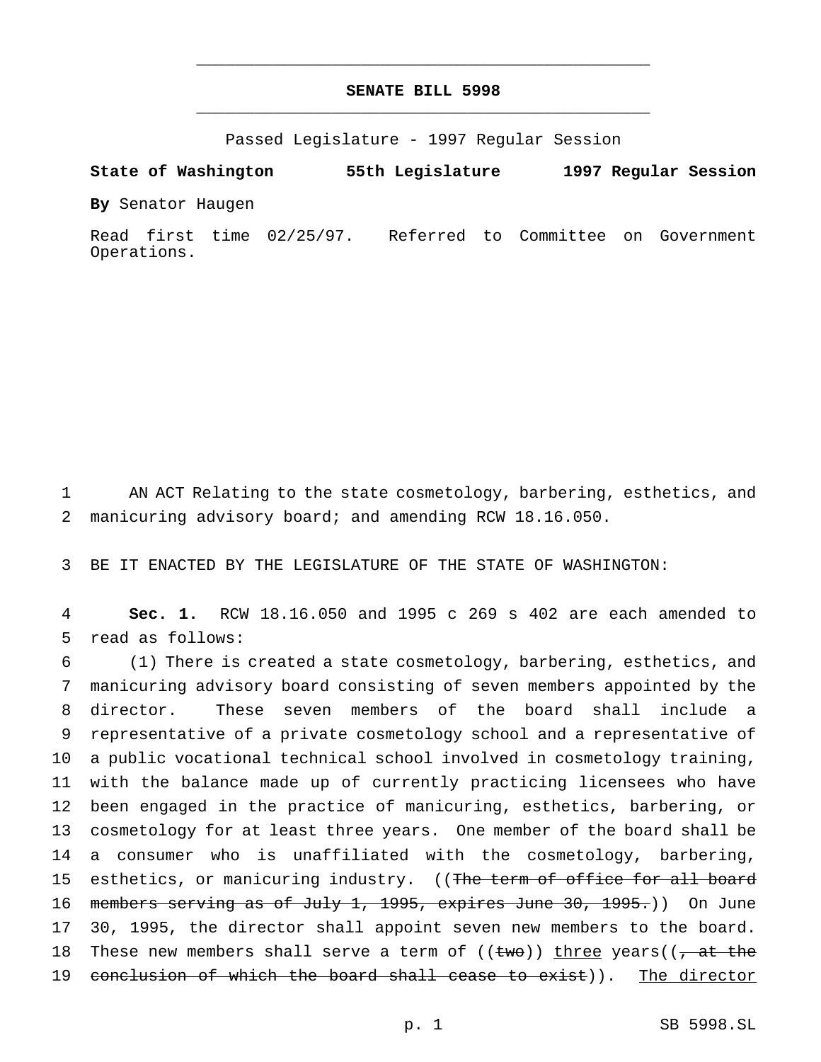# SENATE BILL 5998

Passed Legislature - 1997 Regular Session

**State of Washington 55th Legislature 1997 Regular Session**

**By** Senator Haugen

Read first time 02/25/97. Referred to Committee on Government Operations.

1 AN ACT Relating to the state cosmetology, barbering, esthetics, and
2 manicuring advisory board; and amending RCW 18.16.050.

3 BE IT ENACTED BY THE LEGISLATURE OF THE STATE OF WASHINGTON:

4 **Sec. 1.** RCW 18.16.050 and 1995 c 269 s 402 are each amended to
5 read as follows:

6 (1) There is created a state cosmetology, barbering, esthetics, and
7 manicuring advisory board consisting of seven members appointed by the
8 director. These seven members of the board shall include a
9 representative of a private cosmetology school and a representative of
10 a public vocational technical school involved in cosmetology training,
11 with the balance made up of currently practicing licensees who have
12 been engaged in the practice of manicuring, esthetics, barbering, or
13 cosmetology for at least three years. One member of the board shall be
14 a consumer who is unaffiliated with the cosmetology, barbering,
15 esthetics, or manicuring industry. ((~~The term of office for all board~~
16 ~~members serving as of July 1, 1995, expires June 30, 1995.~~)) On June
17 30, 1995, the director shall appoint seven new members to the board.
18 These new members shall serve a term of ((~~two~~)) <u>three</u> years((~~, at the~~
19 ~~conclusion of which the board shall cease to exist~~)). <u>The director</u>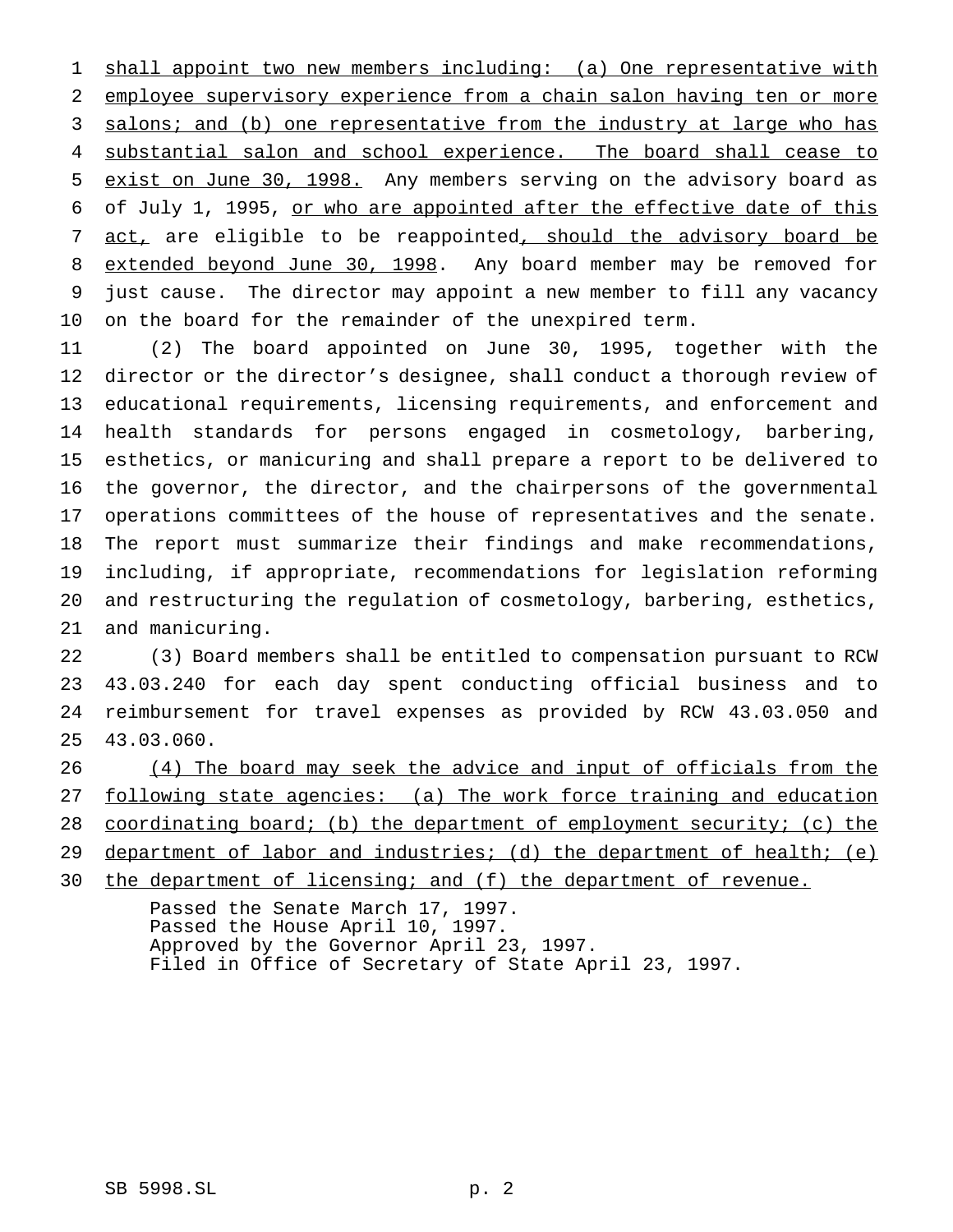shall appoint two new members including: (a) One representative with employee supervisory experience from a chain salon having ten or more salons; and (b) one representative from the industry at large who has substantial salon and school experience. The board shall cease to exist on June 30, 1998. Any members serving on the advisory board as of July 1, 1995, or who are appointed after the effective date of this act, are eligible to be reappointed, should the advisory board be extended beyond June 30, 1998. Any board member may be removed for just cause. The director may appoint a new member to fill any vacancy on the board for the remainder of the unexpired term.

(2) The board appointed on June 30, 1995, together with the director or the director's designee, shall conduct a thorough review of educational requirements, licensing requirements, and enforcement and health standards for persons engaged in cosmetology, barbering, esthetics, or manicuring and shall prepare a report to be delivered to the governor, the director, and the chairpersons of the governmental operations committees of the house of representatives and the senate. The report must summarize their findings and make recommendations, including, if appropriate, recommendations for legislation reforming and restructuring the regulation of cosmetology, barbering, esthetics, and manicuring.

(3) Board members shall be entitled to compensation pursuant to RCW 43.03.240 for each day spent conducting official business and to reimbursement for travel expenses as provided by RCW 43.03.050 and 43.03.060.

(4) The board may seek the advice and input of officials from the following state agencies: (a) The work force training and education coordinating board; (b) the department of employment security; (c) the department of labor and industries; (d) the department of health; (e) the department of licensing; and (f) the department of revenue.

Passed the Senate March 17, 1997.
Passed the House April 10, 1997.
Approved by the Governor April 23, 1997.
Filed in Office of Secretary of State April 23, 1997.